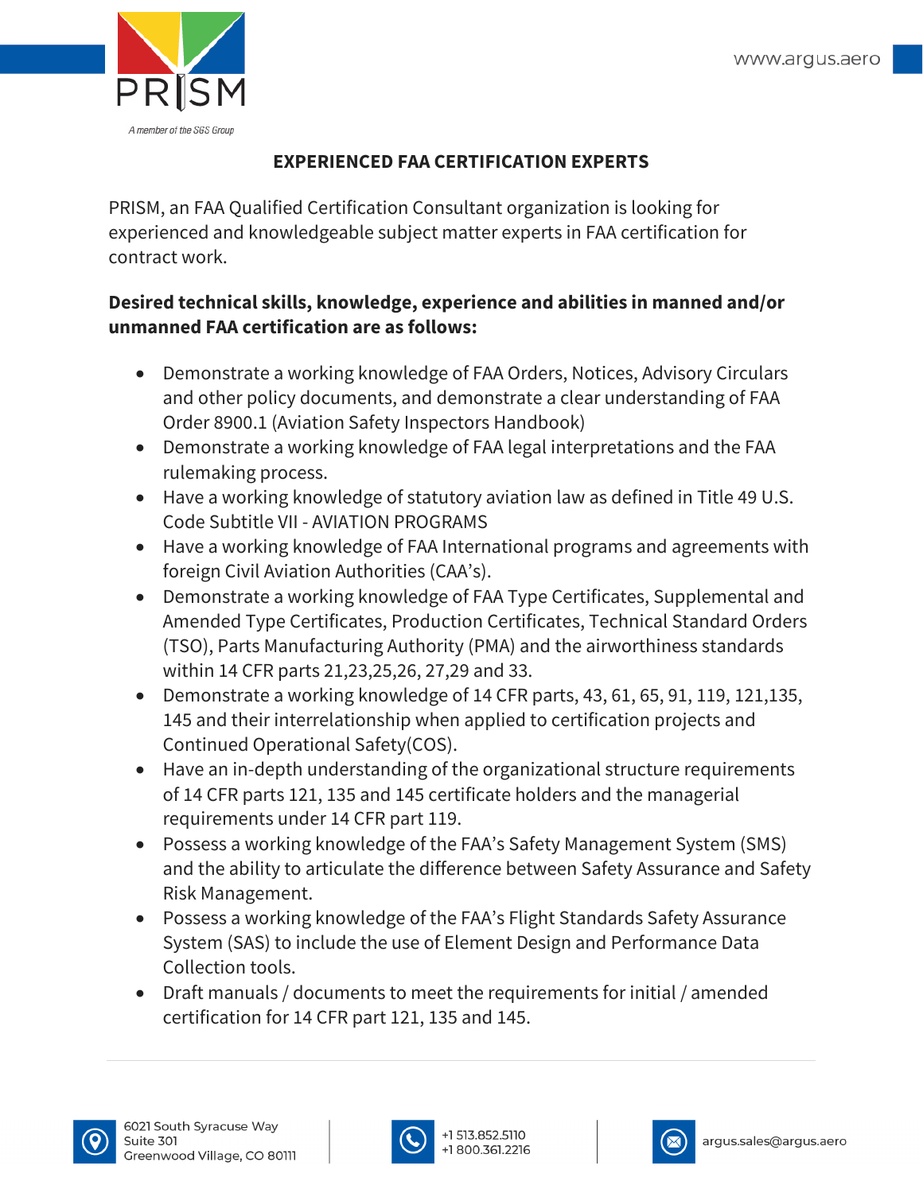# EXPERIENCED FAA CERTIFICATION EXPERTS

PRISM, an FAA Qualified Certification Consultant organization is looking for experienced and knowledgeable subject matter experts in FAA certification for contract work.

**Desired technical skills, knowledge, experience and abilities in manned and/or unmanned FAA certification are as follows:**

- Demonstrate a working knowledge of FAA Orders, Notices, Advisory Circulars and other policy documents, and demonstrate a clear understanding of FAA Order 8900.1 (Aviation Safety Inspectors Handbook)
- Demonstrate a working knowledge of FAA legal interpretations and the FAA rulemaking process.
- Have a working knowledge of statutory aviation law as defined in Title 49 U.S. Code Subtitle VII - AVIATION PROGRAMS
- Have a working knowledge of FAA International programs and agreements with foreign Civil Aviation Authorities (CAA's).
- Demonstrate a working knowledge of FAA Type Certificates, Supplemental and Amended Type Certificates, Production Certificates, Technical Standard Orders (TSO), Parts Manufacturing Authority (PMA) and the airworthiness standards within 14 CFR parts 21,23,25,26, 27,29 and 33.
- Demonstrate a working knowledge of 14 CFR parts, 43, 61, 65, 91, 119, 121,135, 145 and their interrelationship when applied to certification projects and Continued Operational Safety(COS).
- Have an in-depth understanding of the organizational structure requirements of 14 CFR parts 121, 135 and 145 certificate holders and the managerial requirements under 14 CFR part 119.
- Possess a working knowledge of the FAA's Safety Management System (SMS) and the ability to articulate the difference between Safety Assurance and Safety Risk Management.
- Possess a working knowledge of the FAA's Flight Standards Safety Assurance System (SAS) to include the use of Element Design and Performance Data Collection tools.
- Draft manuals / documents to meet the requirements for initial / amended certification for 14 CFR part 121, 135 and 145.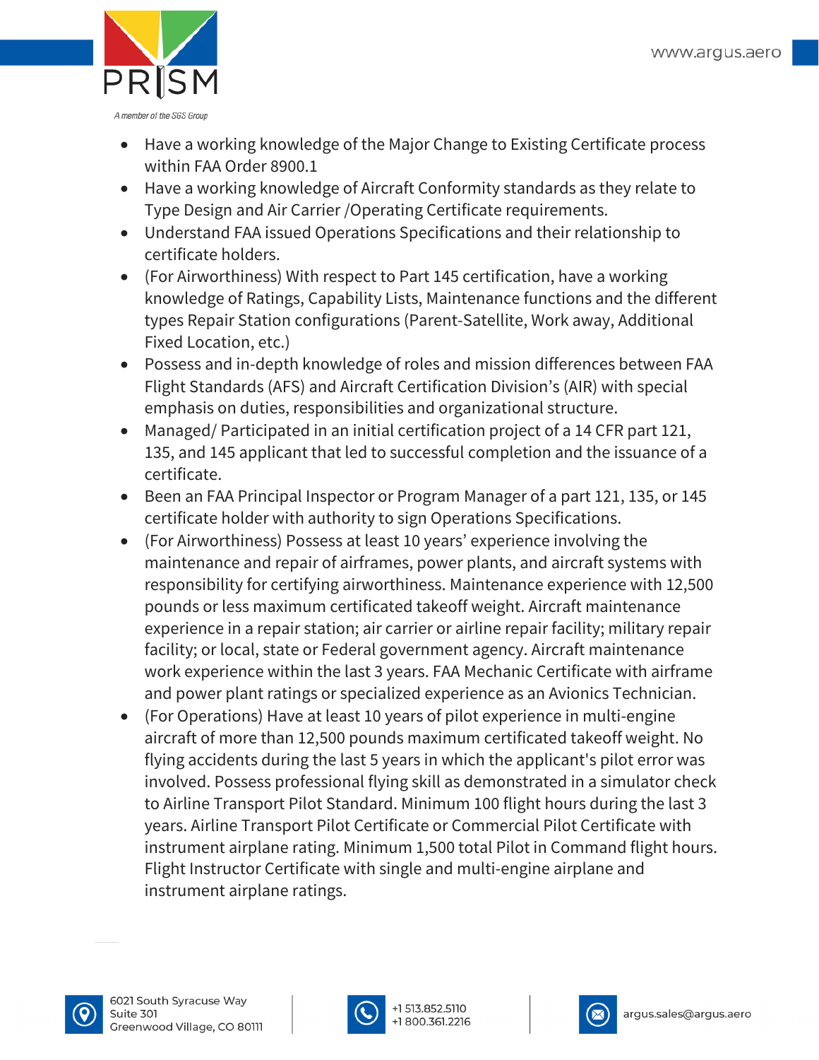- Have a working knowledge of the Major Change to Existing Certificate process within FAA Order 8900.1
- Have a working knowledge of Aircraft Conformity standards as they relate to Type Design and Air Carrier /Operating Certificate requirements.
- Understand FAA issued Operations Specifications and their relationship to certificate holders.
- (For Airworthiness) With respect to Part 145 certification, have a working knowledge of Ratings, Capability Lists, Maintenance functions and the different types Repair Station configurations (Parent-Satellite, Work away, Additional Fixed Location, etc.)
- Possess and in-depth knowledge of roles and mission differences between FAA Flight Standards (AFS) and Aircraft Certification Division's (AIR) with special emphasis on duties, responsibilities and organizational structure.
- Managed/ Participated in an initial certification project of a 14 CFR part 121, 135, and 145 applicant that led to successful completion and the issuance of a certificate.
- Been an FAA Principal Inspector or Program Manager of a part 121, 135, or 145 certificate holder with authority to sign Operations Specifications.
- (For Airworthiness) Possess at least 10 years' experience involving the maintenance and repair of airframes, power plants, and aircraft systems with responsibility for certifying airworthiness. Maintenance experience with 12,500 pounds or less maximum certificated takeoff weight. Aircraft maintenance experience in a repair station; air carrier or airline repair facility; military repair facility; or local, state or Federal government agency. Aircraft maintenance work experience within the last 3 years. FAA Mechanic Certificate with airframe and power plant ratings or specialized experience as an Avionics Technician.
- (For Operations) Have at least 10 years of pilot experience in multi-engine aircraft of more than 12,500 pounds maximum certificated takeoff weight. No flying accidents during the last 5 years in which the applicant's pilot error was involved. Possess professional flying skill as demonstrated in a simulator check to Airline Transport Pilot Standard. Minimum 100 flight hours during the last 3 years. Airline Transport Pilot Certificate or Commercial Pilot Certificate with instrument airplane rating. Minimum 1,500 total Pilot in Command flight hours. Flight Instructor Certificate with single and multi-engine airplane and instrument airplane ratings.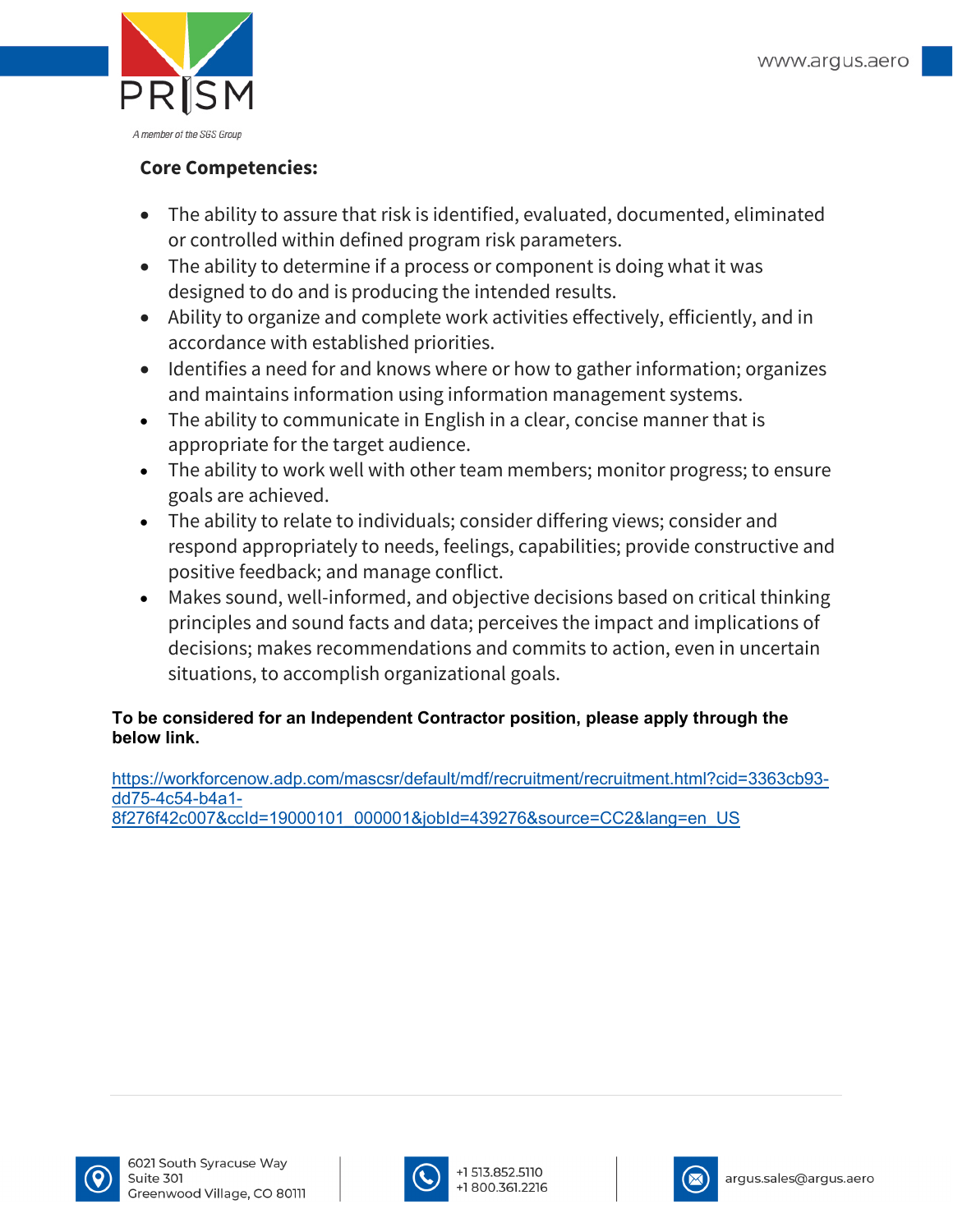**Core Competencies:**

- The ability to assure that risk is identified, evaluated, documented, eliminated or controlled within defined program risk parameters.
- The ability to determine if a process or component is doing what it was designed to do and is producing the intended results.
- Ability to organize and complete work activities effectively, efficiently, and in accordance with established priorities.
- Identifies a need for and knows where or how to gather information; organizes and maintains information using information management systems.
- The ability to communicate in English in a clear, concise manner that is appropriate for the target audience.
- The ability to work well with other team members; monitor progress; to ensure goals are achieved.
- The ability to relate to individuals; consider differing views; consider and respond appropriately to needs, feelings, capabilities; provide constructive and positive feedback; and manage conflict.
- Makes sound, well-informed, and objective decisions based on critical thinking principles and sound facts and data; perceives the impact and implications of decisions; makes recommendations and commits to action, even in uncertain situations, to accomplish organizational goals.

**To be considered for an Independent Contractor position, please apply through the below link.**

https://workforcenow.adp.com/mascsr/default/mdf/recruitment/recruitment.html?cid=3363cb93-dd75-4c54-b4a1-8f276f42c007&ccId=19000101_000001&jobId=439276&source=CC2&lang=en_US